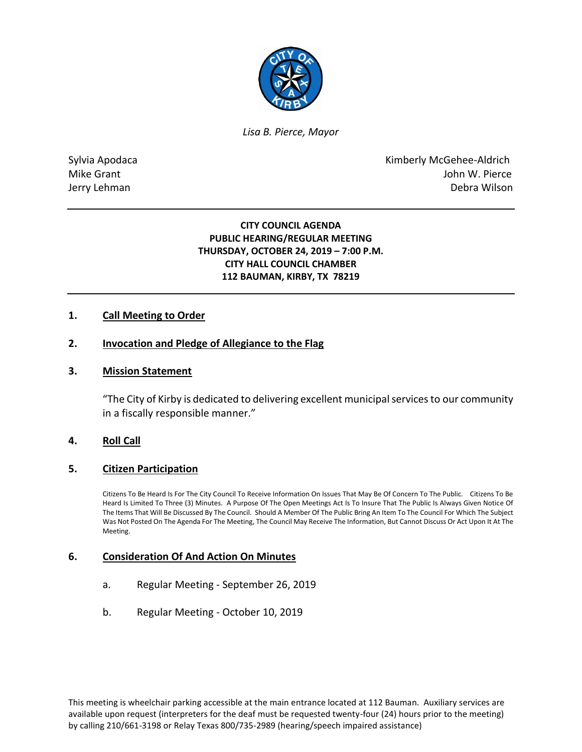*Lisa B. Pierce, Mayor*

Sylvia Apodaca
Mike Grant
Jerry Lehman

Kimberly McGehee-Aldrich
John W. Pierce
Debra Wilson

**CITY COUNCIL AGENDA**
**PUBLIC HEARING/REGULAR MEETING**
**THURSDAY, OCTOBER 24, 2019 – 7:00 P.M.**
**CITY HALL COUNCIL CHAMBER**
**112 BAUMAN, KIRBY, TX 78219**

## 1. Call Meeting to Order

## 2. Invocation and Pledge of Allegiance to the Flag

## 3. Mission Statement

"The City of Kirby is dedicated to delivering excellent municipal services to our community in a fiscally responsible manner."

## 4. Roll Call

## 5. Citizen Participation

Citizens To Be Heard Is For The City Council To Receive Information On Issues That May Be Of Concern To The Public. Citizens To Be Heard Is Limited To Three (3) Minutes. A Purpose Of The Open Meetings Act Is To Insure That The Public Is Always Given Notice Of The Items That Will Be Discussed By The Council. Should A Member Of The Public Bring An Item To The Council For Which The Subject Was Not Posted On The Agenda For The Meeting, The Council May Receive The Information, But Cannot Discuss Or Act Upon It At The Meeting.

## 6. Consideration Of And Action On Minutes

a. Regular Meeting - September 26, 2019

b. Regular Meeting - October 10, 2019

This meeting is wheelchair parking accessible at the main entrance located at 112 Bauman. Auxiliary services are available upon request (interpreters for the deaf must be requested twenty-four (24) hours prior to the meeting) by calling 210/661-3198 or Relay Texas 800/735-2989 (hearing/speech impaired assistance)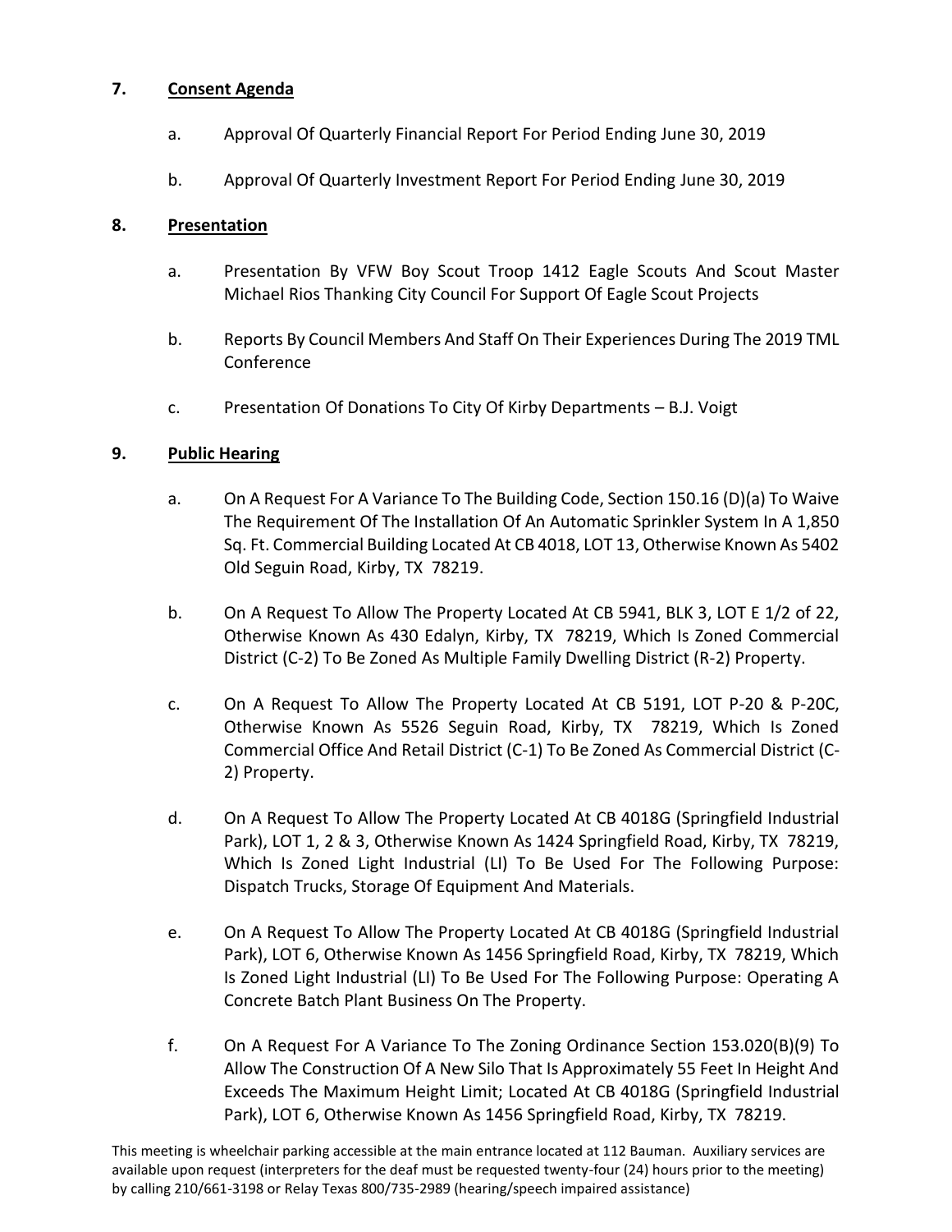## 7. Consent Agenda

a. Approval Of Quarterly Financial Report For Period Ending June 30, 2019

b. Approval Of Quarterly Investment Report For Period Ending June 30, 2019

## 8. Presentation

a. Presentation By VFW Boy Scout Troop 1412 Eagle Scouts And Scout Master Michael Rios Thanking City Council For Support Of Eagle Scout Projects

b. Reports By Council Members And Staff On Their Experiences During The 2019 TML Conference

c. Presentation Of Donations To City Of Kirby Departments – B.J. Voigt

## 9. Public Hearing

a. On A Request For A Variance To The Building Code, Section 150.16 (D)(a) To Waive The Requirement Of The Installation Of An Automatic Sprinkler System In A 1,850 Sq. Ft. Commercial Building Located At CB 4018, LOT 13, Otherwise Known As 5402 Old Seguin Road, Kirby, TX 78219.

b. On A Request To Allow The Property Located At CB 5941, BLK 3, LOT E 1/2 of 22, Otherwise Known As 430 Edalyn, Kirby, TX 78219, Which Is Zoned Commercial District (C-2) To Be Zoned As Multiple Family Dwelling District (R-2) Property.

c. On A Request To Allow The Property Located At CB 5191, LOT P-20 & P-20C, Otherwise Known As 5526 Seguin Road, Kirby, TX 78219, Which Is Zoned Commercial Office And Retail District (C-1) To Be Zoned As Commercial District (C-2) Property.

d. On A Request To Allow The Property Located At CB 4018G (Springfield Industrial Park), LOT 1, 2 & 3, Otherwise Known As 1424 Springfield Road, Kirby, TX 78219, Which Is Zoned Light Industrial (LI) To Be Used For The Following Purpose: Dispatch Trucks, Storage Of Equipment And Materials.

e. On A Request To Allow The Property Located At CB 4018G (Springfield Industrial Park), LOT 6, Otherwise Known As 1456 Springfield Road, Kirby, TX 78219, Which Is Zoned Light Industrial (LI) To Be Used For The Following Purpose: Operating A Concrete Batch Plant Business On The Property.

f. On A Request For A Variance To The Zoning Ordinance Section 153.020(B)(9) To Allow The Construction Of A New Silo That Is Approximately 55 Feet In Height And Exceeds The Maximum Height Limit; Located At CB 4018G (Springfield Industrial Park), LOT 6, Otherwise Known As 1456 Springfield Road, Kirby, TX 78219.

This meeting is wheelchair parking accessible at the main entrance located at 112 Bauman. Auxiliary services are available upon request (interpreters for the deaf must be requested twenty-four (24) hours prior to the meeting) by calling 210/661-3198 or Relay Texas 800/735-2989 (hearing/speech impaired assistance)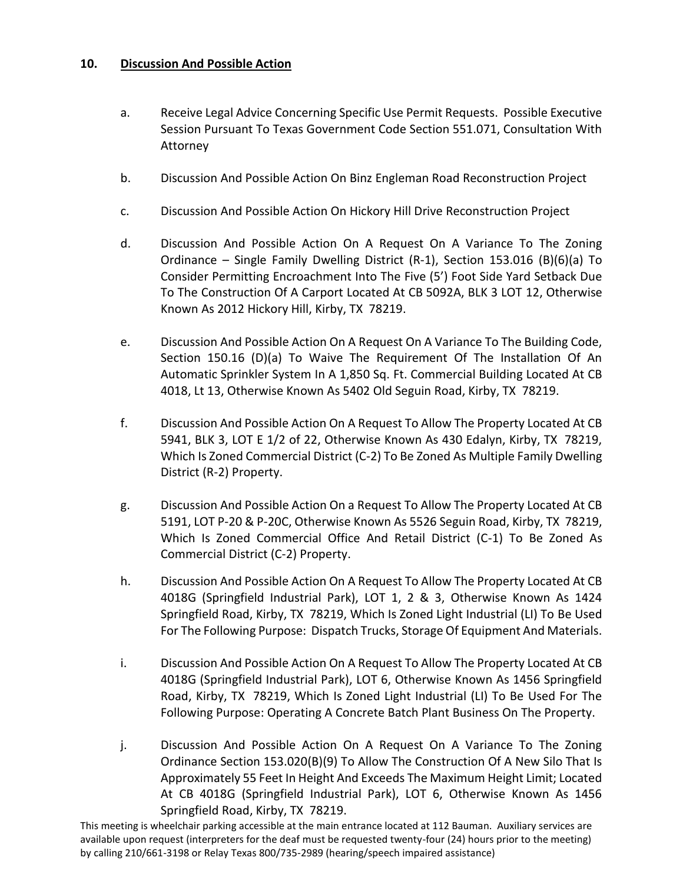## 10. Discussion And Possible Action

a. Receive Legal Advice Concerning Specific Use Permit Requests. Possible Executive Session Pursuant To Texas Government Code Section 551.071, Consultation With Attorney

b. Discussion And Possible Action On Binz Engleman Road Reconstruction Project

c. Discussion And Possible Action On Hickory Hill Drive Reconstruction Project

d. Discussion And Possible Action On A Request On A Variance To The Zoning Ordinance – Single Family Dwelling District (R-1), Section 153.016 (B)(6)(a) To Consider Permitting Encroachment Into The Five (5') Foot Side Yard Setback Due To The Construction Of A Carport Located At CB 5092A, BLK 3 LOT 12, Otherwise Known As 2012 Hickory Hill, Kirby, TX 78219.

e. Discussion And Possible Action On A Request On A Variance To The Building Code, Section 150.16 (D)(a) To Waive The Requirement Of The Installation Of An Automatic Sprinkler System In A 1,850 Sq. Ft. Commercial Building Located At CB 4018, Lt 13, Otherwise Known As 5402 Old Seguin Road, Kirby, TX 78219.

f. Discussion And Possible Action On A Request To Allow The Property Located At CB 5941, BLK 3, LOT E 1/2 of 22, Otherwise Known As 430 Edalyn, Kirby, TX 78219, Which Is Zoned Commercial District (C-2) To Be Zoned As Multiple Family Dwelling District (R-2) Property.

g. Discussion And Possible Action On a Request To Allow The Property Located At CB 5191, LOT P-20 & P-20C, Otherwise Known As 5526 Seguin Road, Kirby, TX 78219, Which Is Zoned Commercial Office And Retail District (C-1) To Be Zoned As Commercial District (C-2) Property.

h. Discussion And Possible Action On A Request To Allow The Property Located At CB 4018G (Springfield Industrial Park), LOT 1, 2 & 3, Otherwise Known As 1424 Springfield Road, Kirby, TX 78219, Which Is Zoned Light Industrial (LI) To Be Used For The Following Purpose: Dispatch Trucks, Storage Of Equipment And Materials.

i. Discussion And Possible Action On A Request To Allow The Property Located At CB 4018G (Springfield Industrial Park), LOT 6, Otherwise Known As 1456 Springfield Road, Kirby, TX 78219, Which Is Zoned Light Industrial (LI) To Be Used For The Following Purpose: Operating A Concrete Batch Plant Business On The Property.

j. Discussion And Possible Action On A Request On A Variance To The Zoning Ordinance Section 153.020(B)(9) To Allow The Construction Of A New Silo That Is Approximately 55 Feet In Height And Exceeds The Maximum Height Limit; Located At CB 4018G (Springfield Industrial Park), LOT 6, Otherwise Known As 1456 Springfield Road, Kirby, TX 78219.

This meeting is wheelchair parking accessible at the main entrance located at 112 Bauman. Auxiliary services are available upon request (interpreters for the deaf must be requested twenty-four (24) hours prior to the meeting) by calling 210/661-3198 or Relay Texas 800/735-2989 (hearing/speech impaired assistance)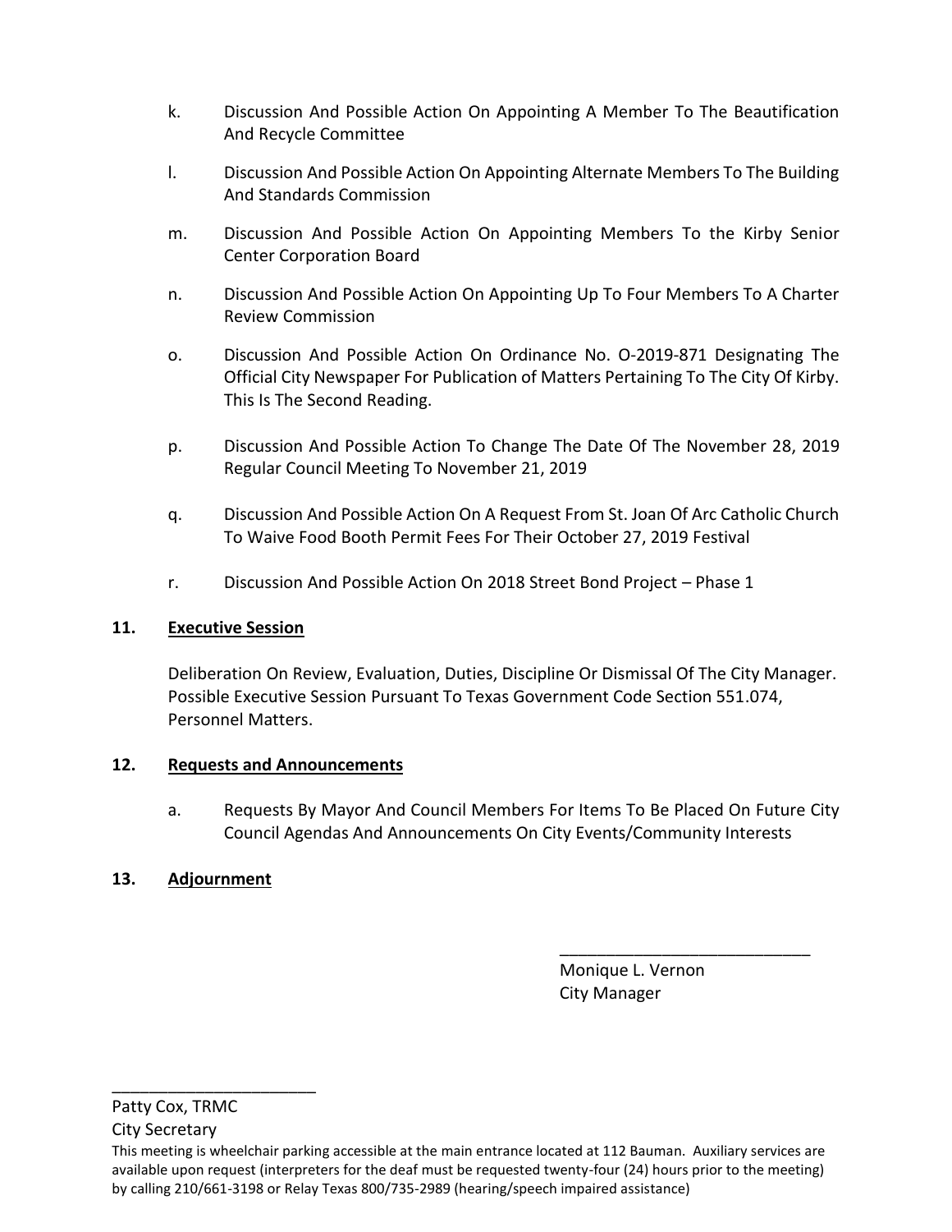k. Discussion And Possible Action On Appointing A Member To The Beautification And Recycle Committee

l. Discussion And Possible Action On Appointing Alternate Members To The Building And Standards Commission

m. Discussion And Possible Action On Appointing Members To the Kirby Senior Center Corporation Board

n. Discussion And Possible Action On Appointing Up To Four Members To A Charter Review Commission

o. Discussion And Possible Action On Ordinance No. O-2019-871 Designating The Official City Newspaper For Publication of Matters Pertaining To The City Of Kirby. This Is The Second Reading.

p. Discussion And Possible Action To Change The Date Of The November 28, 2019 Regular Council Meeting To November 21, 2019

q. Discussion And Possible Action On A Request From St. Joan Of Arc Catholic Church To Waive Food Booth Permit Fees For Their October 27, 2019 Festival

r. Discussion And Possible Action On 2018 Street Bond Project – Phase 1

**11. <u>Executive Session</u>**

Deliberation On Review, Evaluation, Duties, Discipline Or Dismissal Of The City Manager. Possible Executive Session Pursuant To Texas Government Code Section 551.074, Personnel Matters.

**12. <u>Requests and Announcements</u>**

a. Requests By Mayor And Council Members For Items To Be Placed On Future City Council Agendas And Announcements On City Events/Community Interests

**13. <u>Adjournment</u>**

___________________________
Monique L. Vernon
City Manager

______________________
Patty Cox, TRMC
City Secretary

This meeting is wheelchair parking accessible at the main entrance located at 112 Bauman. Auxiliary services are available upon request (interpreters for the deaf must be requested twenty-four (24) hours prior to the meeting) by calling 210/661-3198 or Relay Texas 800/735-2989 (hearing/speech impaired assistance)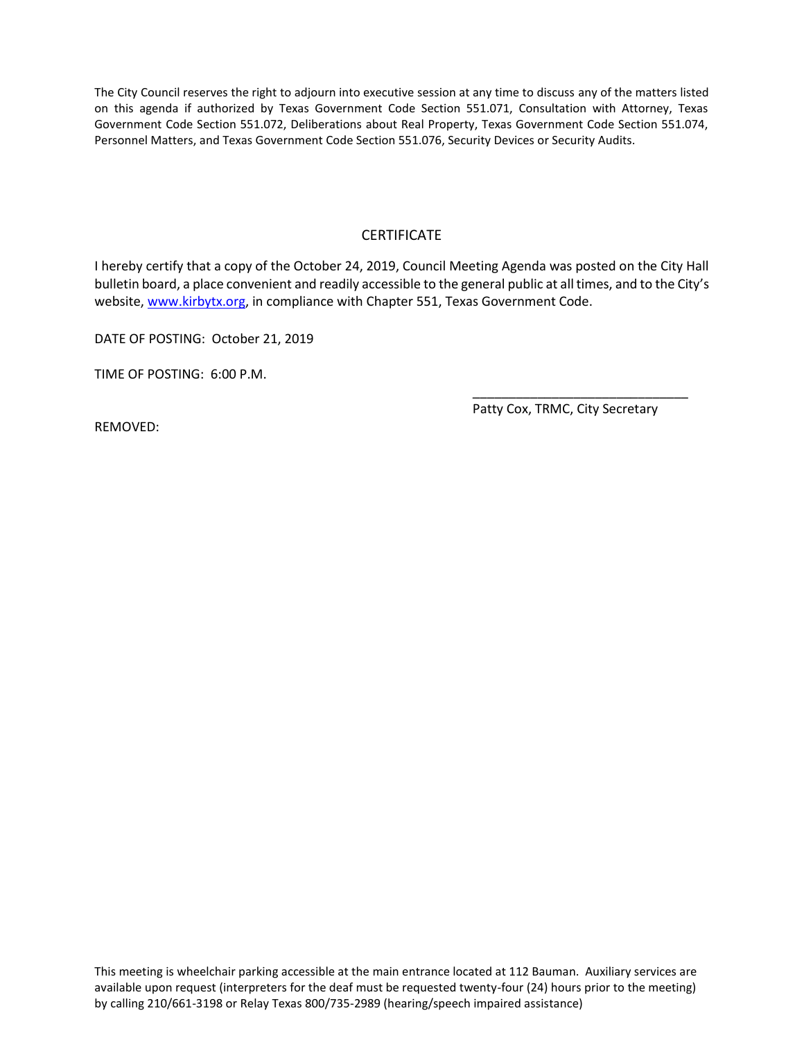The City Council reserves the right to adjourn into executive session at any time to discuss any of the matters listed on this agenda if authorized by Texas Government Code Section 551.071, Consultation with Attorney, Texas Government Code Section 551.072, Deliberations about Real Property, Texas Government Code Section 551.074, Personnel Matters, and Texas Government Code Section 551.076, Security Devices or Security Audits.

## CERTIFICATE

I hereby certify that a copy of the October 24, 2019, Council Meeting Agenda was posted on the City Hall bulletin board, a place convenient and readily accessible to the general public at all times, and to the City's website, [www.kirbytx.org](http://www.kirbytx.org), in compliance with Chapter 551, Texas Government Code.

DATE OF POSTING: October 21, 2019

TIME OF POSTING: 6:00 P.M.

\_\_\_\_\_\_\_\_\_\_\_\_\_\_\_\_\_\_\_\_\_\_\_\_\_\_\_\_\_\_
Patty Cox, TRMC, City Secretary

REMOVED:

This meeting is wheelchair parking accessible at the main entrance located at 112 Bauman. Auxiliary services are available upon request (interpreters for the deaf must be requested twenty-four (24) hours prior to the meeting) by calling 210/661-3198 or Relay Texas 800/735-2989 (hearing/speech impaired assistance)